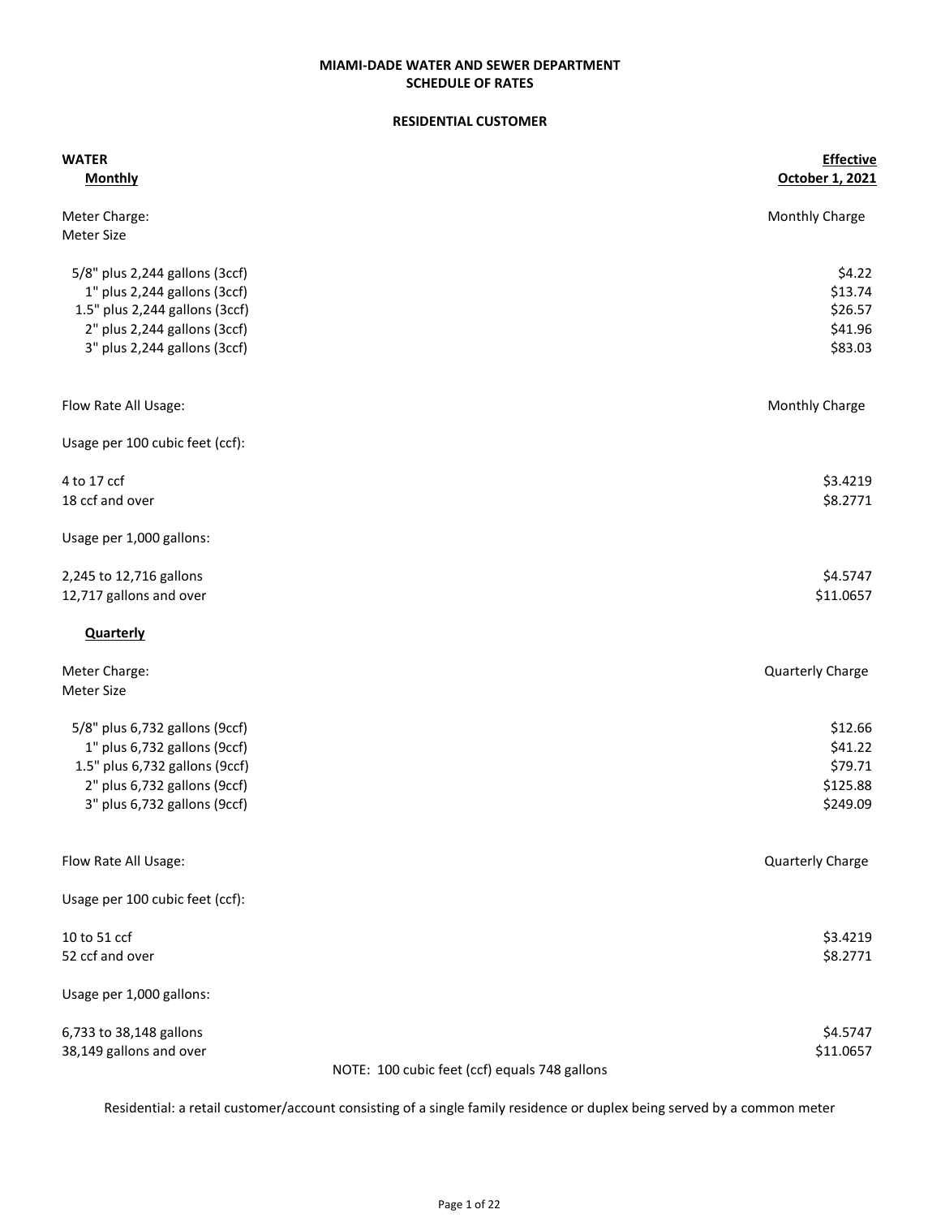# MIAMI-DADE WATER AND SEWER DEPARTMENT
## SCHEDULE OF RATES

### RESIDENTIAL CUSTOMER

**WATER**

**Monthly**

| | Effective October 1, 2021 |
|---|---|
| **Meter Charge:** Meter Size | Monthly Charge |
| 5/8" plus 2,244 gallons (3ccf) | $4.22 |
| 1" plus 2,244 gallons (3ccf) | $13.74 |
| 1.5" plus 2,244 gallons (3ccf) | $26.57 |
| 2" plus 2,244 gallons (3ccf) | $41.96 |
| 3" plus 2,244 gallons (3ccf) | $83.03 |
| **Flow Rate All Usage:** | Monthly Charge |
| Usage per 100 cubic feet (ccf): | |
| 4 to 17 ccf | $3.4219 |
| 18 ccf and over | $8.2771 |
| Usage per 1,000 gallons: | |
| 2,245 to 12,716 gallons | $4.5747 |
| 12,717 gallons and over | $11.0657 |

**Quarterly**

| | |
|---|---|
| **Meter Charge:** Meter Size | Quarterly Charge |
| 5/8" plus 6,732 gallons (9ccf) | $12.66 |
| 1" plus 6,732 gallons (9ccf) | $41.22 |
| 1.5" plus 6,732 gallons (9ccf) | $79.71 |
| 2" plus 6,732 gallons (9ccf) | $125.88 |
| 3" plus 6,732 gallons (9ccf) | $249.09 |
| **Flow Rate All Usage:** | Quarterly Charge |
| Usage per 100 cubic feet (ccf): | |
| 10 to 51 ccf | $3.4219 |
| 52 ccf and over | $8.2771 |
| Usage per 1,000 gallons: | |
| 6,733 to 38,148 gallons | $4.5747 |
| 38,149 gallons and over | $11.0657 |

NOTE: 100 cubic feet (ccf) equals 748 gallons

Residential: a retail customer/account consisting of a single family residence or duplex being served by a common meter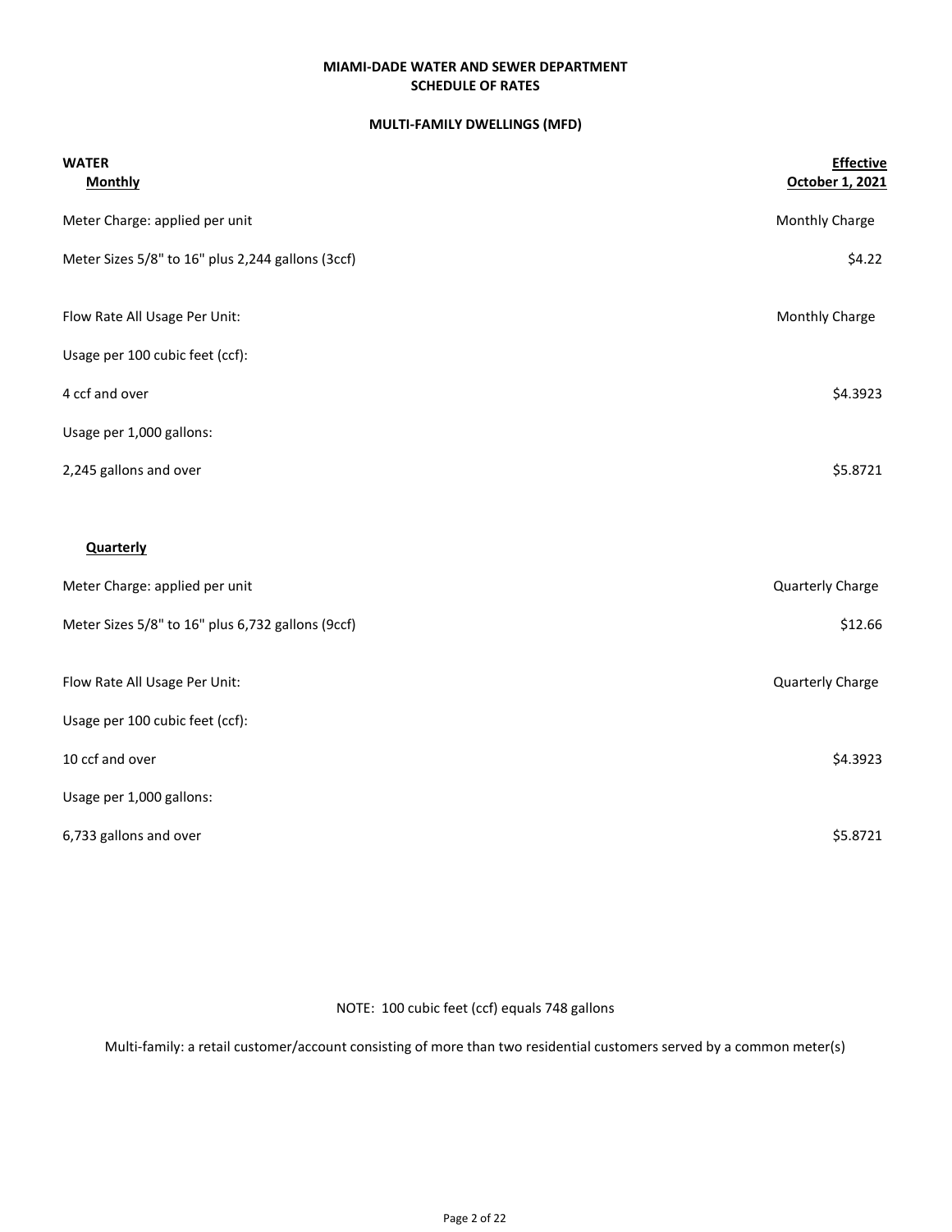# MIAMI-DADE WATER AND SEWER DEPARTMENT
## SCHEDULE OF RATES

### MULTI-FAMILY DWELLINGS (MFD)

| **WATER** | **Effective** |
|---|---|
| **Monthly** | **October 1, 2021** |
| Meter Charge: applied per unit | Monthly Charge |
| Meter Sizes 5/8" to 16" plus 2,244 gallons (3ccf) | $4.22 |
| | |
| Flow Rate All Usage Per Unit: | Monthly Charge |
| Usage per 100 cubic feet (ccf): | |
| 4 ccf and over | $4.3923 |
| Usage per 1,000 gallons: | |
| 2,245 gallons and over | $5.8721 |
| | |
| **Quarterly** | |
| Meter Charge: applied per unit | Quarterly Charge |
| Meter Sizes 5/8" to 16" plus 6,732 gallons (9ccf) | $12.66 |
| | |
| Flow Rate All Usage Per Unit: | Quarterly Charge |
| Usage per 100 cubic feet (ccf): | |
| 10 ccf and over | $4.3923 |
| Usage per 1,000 gallons: | |
| 6,733 gallons and over | $5.8721 |

NOTE: 100 cubic feet (ccf) equals 748 gallons

Multi-family: a retail customer/account consisting of more than two residential customers served by a common meter(s)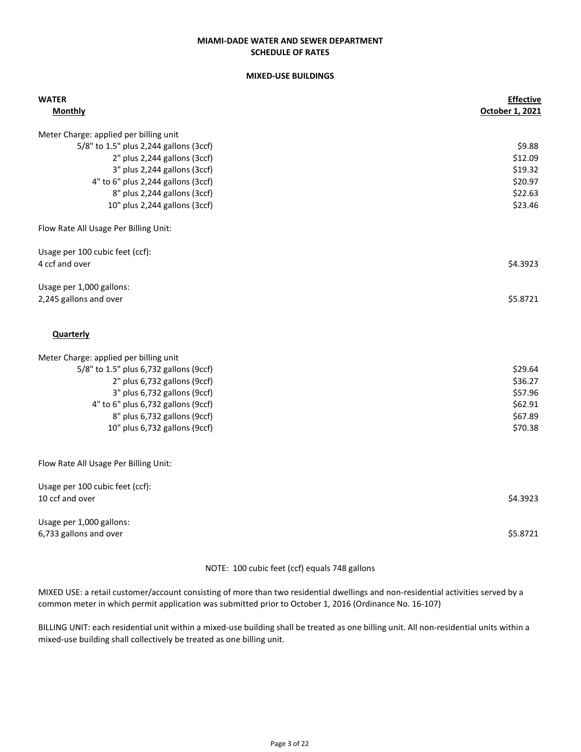**MIAMI-DADE WATER AND SEWER DEPARTMENT**
**SCHEDULE OF RATES**

**MIXED-USE BUILDINGS**

| **WATER** | **Effective** |
|---|---|
| **Monthly** | **October 1, 2021** |
| Meter Charge: applied per billing unit | |
| 5/8" to 1.5" plus 2,244 gallons (3ccf) | \$9.88 |
| 2" plus 2,244 gallons (3ccf) | \$12.09 |
| 3" plus 2,244 gallons (3ccf) | \$19.32 |
| 4" to 6" plus 2,244 gallons (3ccf) | \$20.97 |
| 8" plus 2,244 gallons (3ccf) | \$22.63 |
| 10" plus 2,244 gallons (3ccf) | \$23.46 |
| Flow Rate All Usage Per Billing Unit: | |
| Usage per 100 cubic feet (ccf): | |
| 4 ccf and over | \$4.3923 |
| Usage per 1,000 gallons: | |
| 2,245 gallons and over | \$5.8721 |
| **Quarterly** | |
| Meter Charge: applied per billing unit | |
| 5/8" to 1.5" plus 6,732 gallons (9ccf) | \$29.64 |
| 2" plus 6,732 gallons (9ccf) | \$36.27 |
| 3" plus 6,732 gallons (9ccf) | \$57.96 |
| 4" to 6" plus 6,732 gallons (9ccf) | \$62.91 |
| 8" plus 6,732 gallons (9ccf) | \$67.89 |
| 10" plus 6,732 gallons (9ccf) | \$70.38 |
| Flow Rate All Usage Per Billing Unit: | |
| Usage per 100 cubic feet (ccf): | |
| 10 ccf and over | \$4.3923 |
| Usage per 1,000 gallons: | |
| 6,733 gallons and over | \$5.8721 |

NOTE: 100 cubic feet (ccf) equals 748 gallons

MIXED USE: a retail customer/account consisting of more than two residential dwellings and non-residential activities served by a common meter in which permit application was submitted prior to October 1, 2016 (Ordinance No. 16-107)

BILLING UNIT: each residential unit within a mixed-use building shall be treated as one billing unit. All non-residential units within a mixed-use building shall collectively be treated as one billing unit.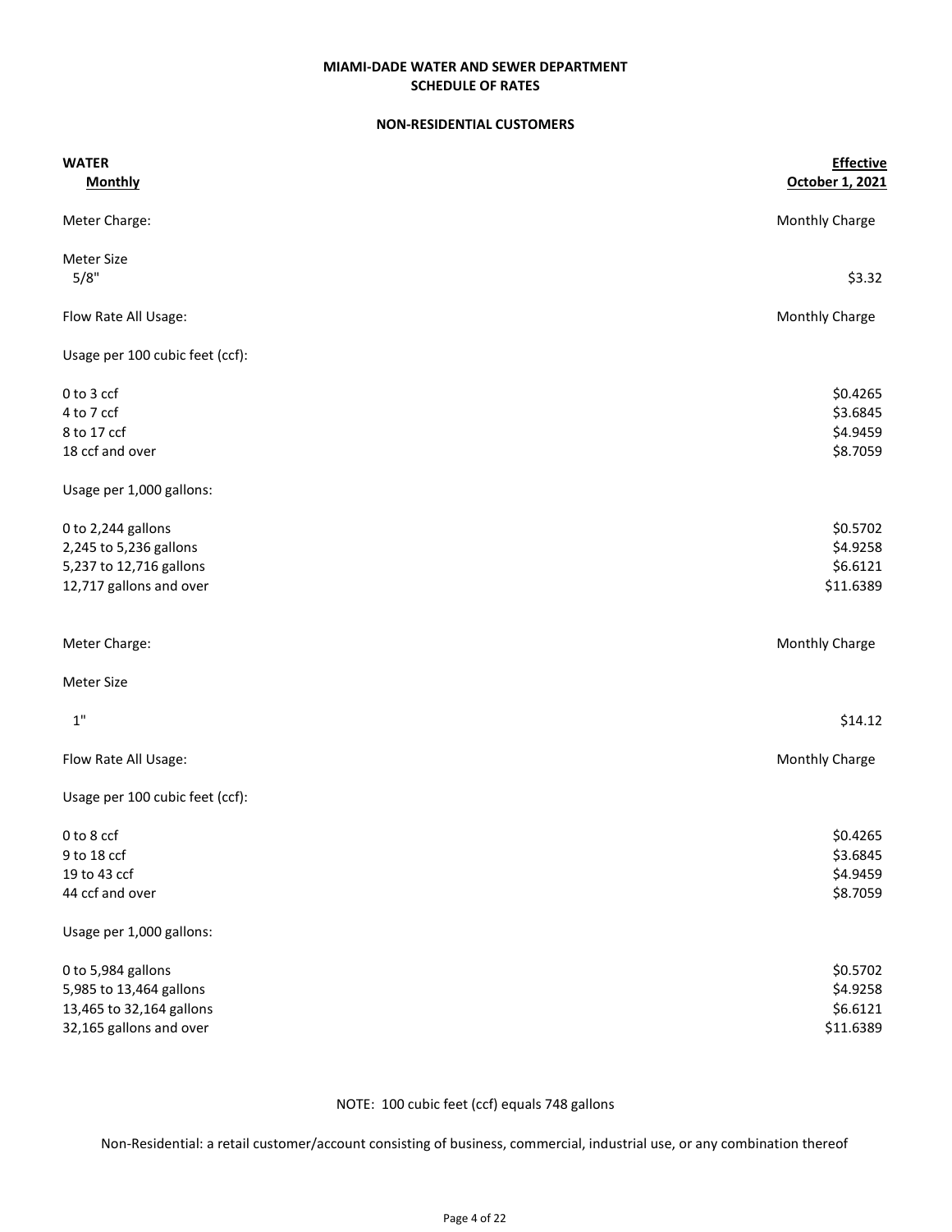**MIAMI-DADE WATER AND SEWER DEPARTMENT**
**SCHEDULE OF RATES**

**NON-RESIDENTIAL CUSTOMERS**

| **WATER** **Monthly** | **Effective October 1, 2021** |
|---|---|
| Meter Charge: | Monthly Charge |
| Meter Size | |
| 5/8" | $3.32 |
| Flow Rate All Usage: | Monthly Charge |
| Usage per 100 cubic feet (ccf): | |
| 0 to 3 ccf | $0.4265 |
| 4 to 7 ccf | $3.6845 |
| 8 to 17 ccf | $4.9459 |
| 18 ccf and over | $8.7059 |
| Usage per 1,000 gallons: | |
| 0 to 2,244 gallons | $0.5702 |
| 2,245 to 5,236 gallons | $4.9258 |
| 5,237 to 12,716 gallons | $6.6121 |
| 12,717 gallons and over | $11.6389 |
| Meter Charge: | Monthly Charge |
| Meter Size | |
| 1" | $14.12 |
| Flow Rate All Usage: | Monthly Charge |
| Usage per 100 cubic feet (ccf): | |
| 0 to 8 ccf | $0.4265 |
| 9 to 18 ccf | $3.6845 |
| 19 to 43 ccf | $4.9459 |
| 44 ccf and over | $8.7059 |
| Usage per 1,000 gallons: | |
| 0 to 5,984 gallons | $0.5702 |
| 5,985 to 13,464 gallons | $4.9258 |
| 13,465 to 32,164 gallons | $6.6121 |
| 32,165 gallons and over | $11.6389 |

NOTE: 100 cubic feet (ccf) equals 748 gallons

Non-Residential: a retail customer/account consisting of business, commercial, industrial use, or any combination thereof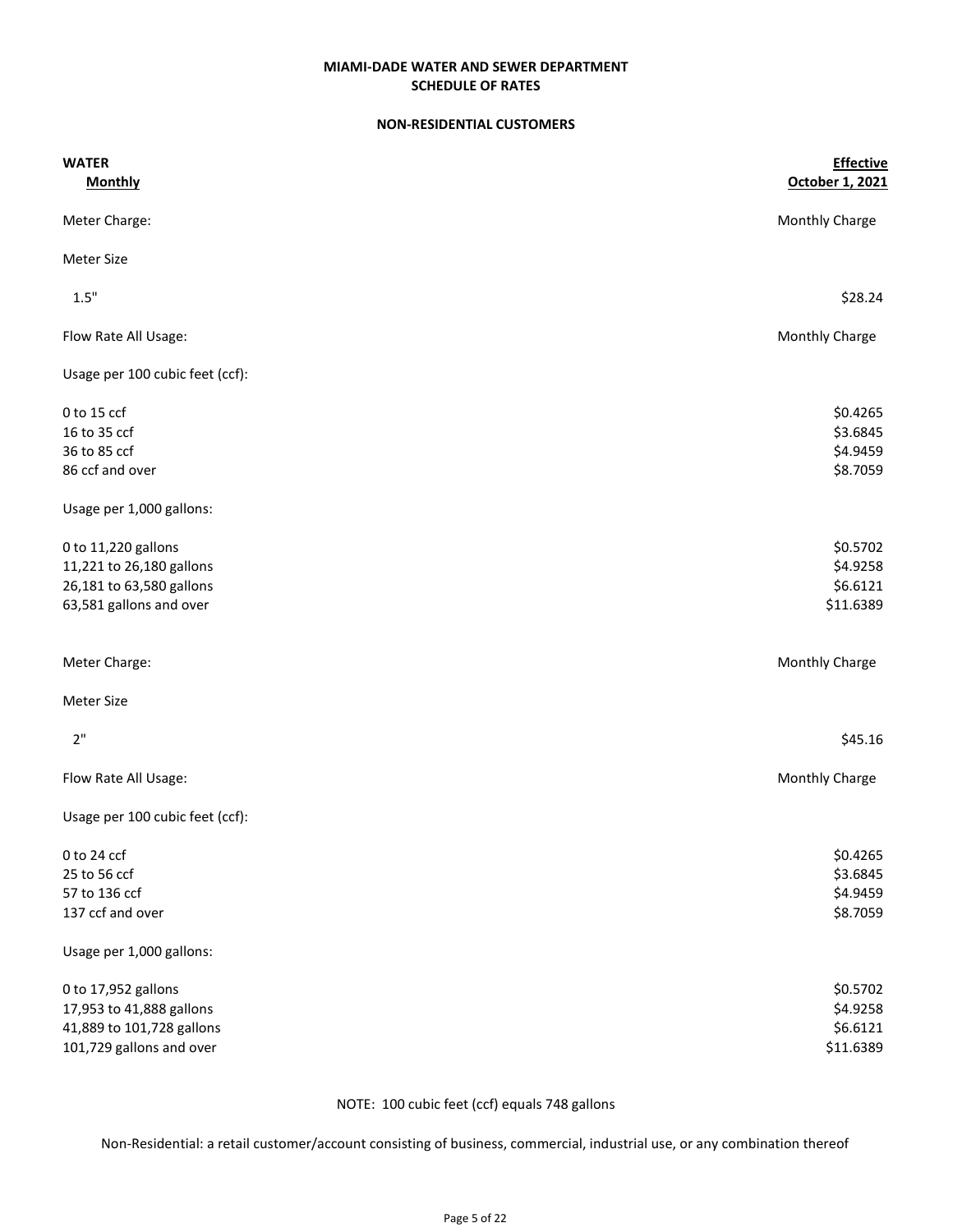**MIAMI-DADE WATER AND SEWER DEPARTMENT**
**SCHEDULE OF RATES**

**NON-RESIDENTIAL CUSTOMERS**

| **WATER** **Monthly** | **Effective October 1, 2021** |
|---|---|
| Meter Charge: | Monthly Charge |
| Meter Size | |
| 1.5" | $28.24 |
| Flow Rate All Usage: | Monthly Charge |
| Usage per 100 cubic feet (ccf): | |
| 0 to 15 ccf | $0.4265 |
| 16 to 35 ccf | $3.6845 |
| 36 to 85 ccf | $4.9459 |
| 86 ccf and over | $8.7059 |
| Usage per 1,000 gallons: | |
| 0 to 11,220 gallons | $0.5702 |
| 11,221 to 26,180 gallons | $4.9258 |
| 26,181 to 63,580 gallons | $6.6121 |
| 63,581 gallons and over | $11.6389 |
| Meter Charge: | Monthly Charge |
| Meter Size | |
| 2" | $45.16 |
| Flow Rate All Usage: | Monthly Charge |
| Usage per 100 cubic feet (ccf): | |
| 0 to 24 ccf | $0.4265 |
| 25 to 56 ccf | $3.6845 |
| 57 to 136 ccf | $4.9459 |
| 137 ccf and over | $8.7059 |
| Usage per 1,000 gallons: | |
| 0 to 17,952 gallons | $0.5702 |
| 17,953 to 41,888 gallons | $4.9258 |
| 41,889 to 101,728 gallons | $6.6121 |
| 101,729 gallons and over | $11.6389 |

NOTE: 100 cubic feet (ccf) equals 748 gallons

Non-Residential: a retail customer/account consisting of business, commercial, industrial use, or any combination thereof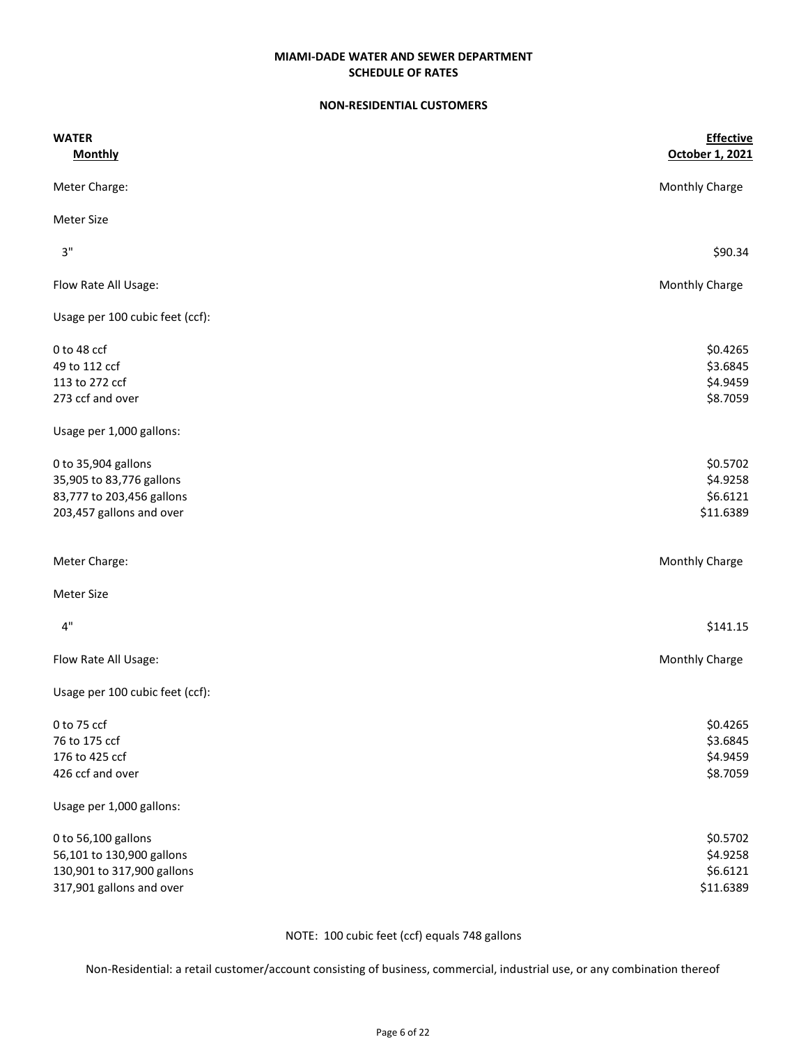**MIAMI-DADE WATER AND SEWER DEPARTMENT**
**SCHEDULE OF RATES**

**NON-RESIDENTIAL CUSTOMERS**

| **WATER** <br> **Monthly** | **Effective** <br> **October 1, 2021** |
|---|---|
| Meter Charge: | Monthly Charge |
| Meter Size | |
| 3" | $90.34 |
| Flow Rate All Usage: | Monthly Charge |
| Usage per 100 cubic feet (ccf): | |
| 0 to 48 ccf | $0.4265 |
| 49 to 112 ccf | $3.6845 |
| 113 to 272 ccf | $4.9459 |
| 273 ccf and over | $8.7059 |
| Usage per 1,000 gallons: | |
| 0 to 35,904 gallons | $0.5702 |
| 35,905 to 83,776 gallons | $4.9258 |
| 83,777 to 203,456 gallons | $6.6121 |
| 203,457 gallons and over | $11.6389 |
| Meter Charge: | Monthly Charge |
| Meter Size | |
| 4" | $141.15 |
| Flow Rate All Usage: | Monthly Charge |
| Usage per 100 cubic feet (ccf): | |
| 0 to 75 ccf | $0.4265 |
| 76 to 175 ccf | $3.6845 |
| 176 to 425 ccf | $4.9459 |
| 426 ccf and over | $8.7059 |
| Usage per 1,000 gallons: | |
| 0 to 56,100 gallons | $0.5702 |
| 56,101 to 130,900 gallons | $4.9258 |
| 130,901 to 317,900 gallons | $6.6121 |
| 317,901 gallons and over | $11.6389 |

NOTE: 100 cubic feet (ccf) equals 748 gallons

Non-Residential: a retail customer/account consisting of business, commercial, industrial use, or any combination thereof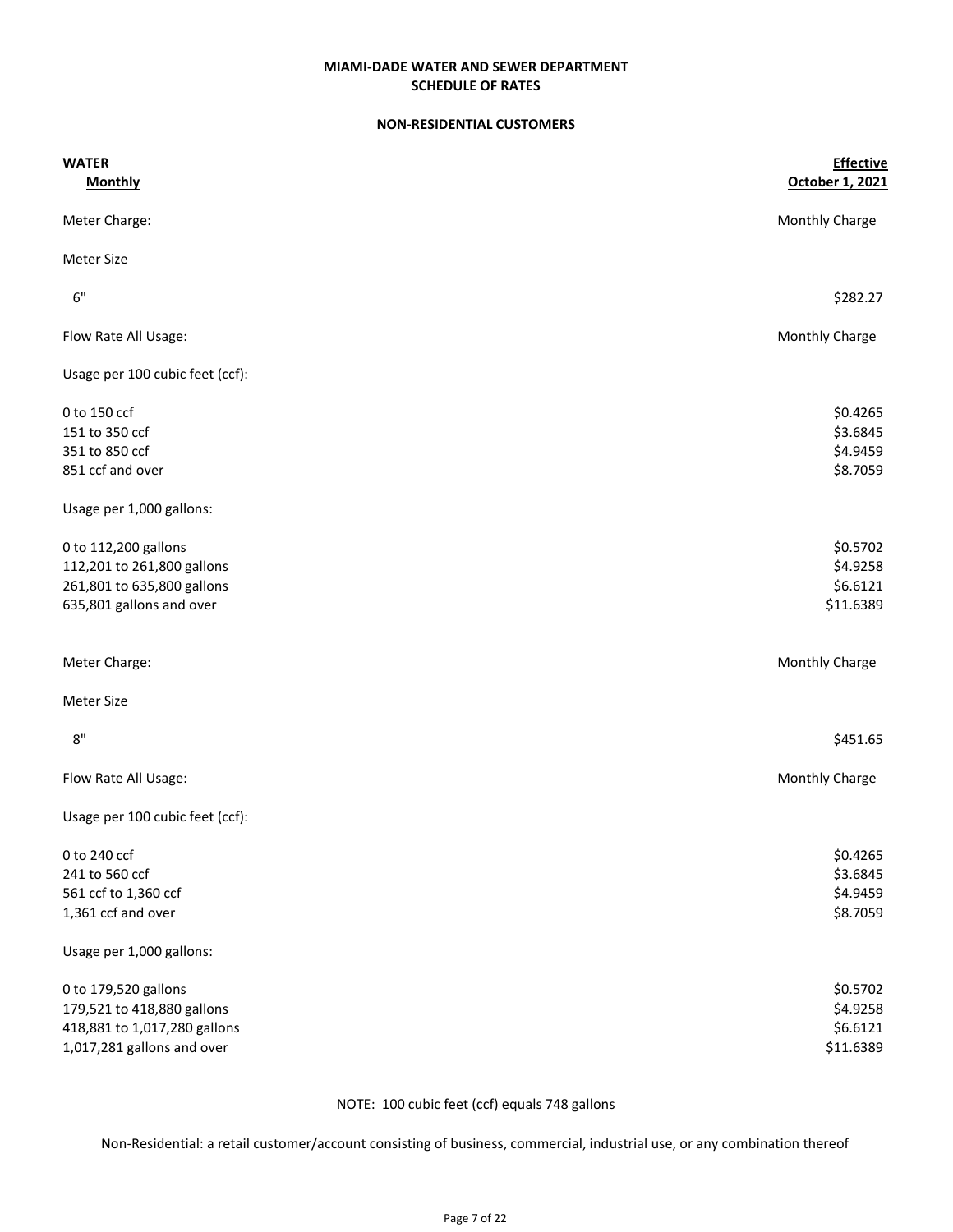**MIAMI-DADE WATER AND SEWER DEPARTMENT**
**SCHEDULE OF RATES**

**NON-RESIDENTIAL CUSTOMERS**

| **WATER** <br> **Monthly** | **Effective** <br> **October 1, 2021** |
|---|---|
| Meter Charge: | Monthly Charge |
| Meter Size | |
| 6" | $282.27 |
| Flow Rate All Usage: | Monthly Charge |
| Usage per 100 cubic feet (ccf): | |
| 0 to 150 ccf | $0.4265 |
| 151 to 350 ccf | $3.6845 |
| 351 to 850 ccf | $4.9459 |
| 851 ccf and over | $8.7059 |
| Usage per 1,000 gallons: | |
| 0 to 112,200 gallons | $0.5702 |
| 112,201 to 261,800 gallons | $4.9258 |
| 261,801 to 635,800 gallons | $6.6121 |
| 635,801 gallons and over | $11.6389 |
| Meter Charge: | Monthly Charge |
| Meter Size | |
| 8" | $451.65 |
| Flow Rate All Usage: | Monthly Charge |
| Usage per 100 cubic feet (ccf): | |
| 0 to 240 ccf | $0.4265 |
| 241 to 560 ccf | $3.6845 |
| 561 ccf to 1,360 ccf | $4.9459 |
| 1,361 ccf and over | $8.7059 |
| Usage per 1,000 gallons: | |
| 0 to 179,520 gallons | $0.5702 |
| 179,521 to 418,880 gallons | $4.9258 |
| 418,881 to 1,017,280 gallons | $6.6121 |
| 1,017,281 gallons and over | $11.6389 |

NOTE: 100 cubic feet (ccf) equals 748 gallons

Non-Residential: a retail customer/account consisting of business, commercial, industrial use, or any combination thereof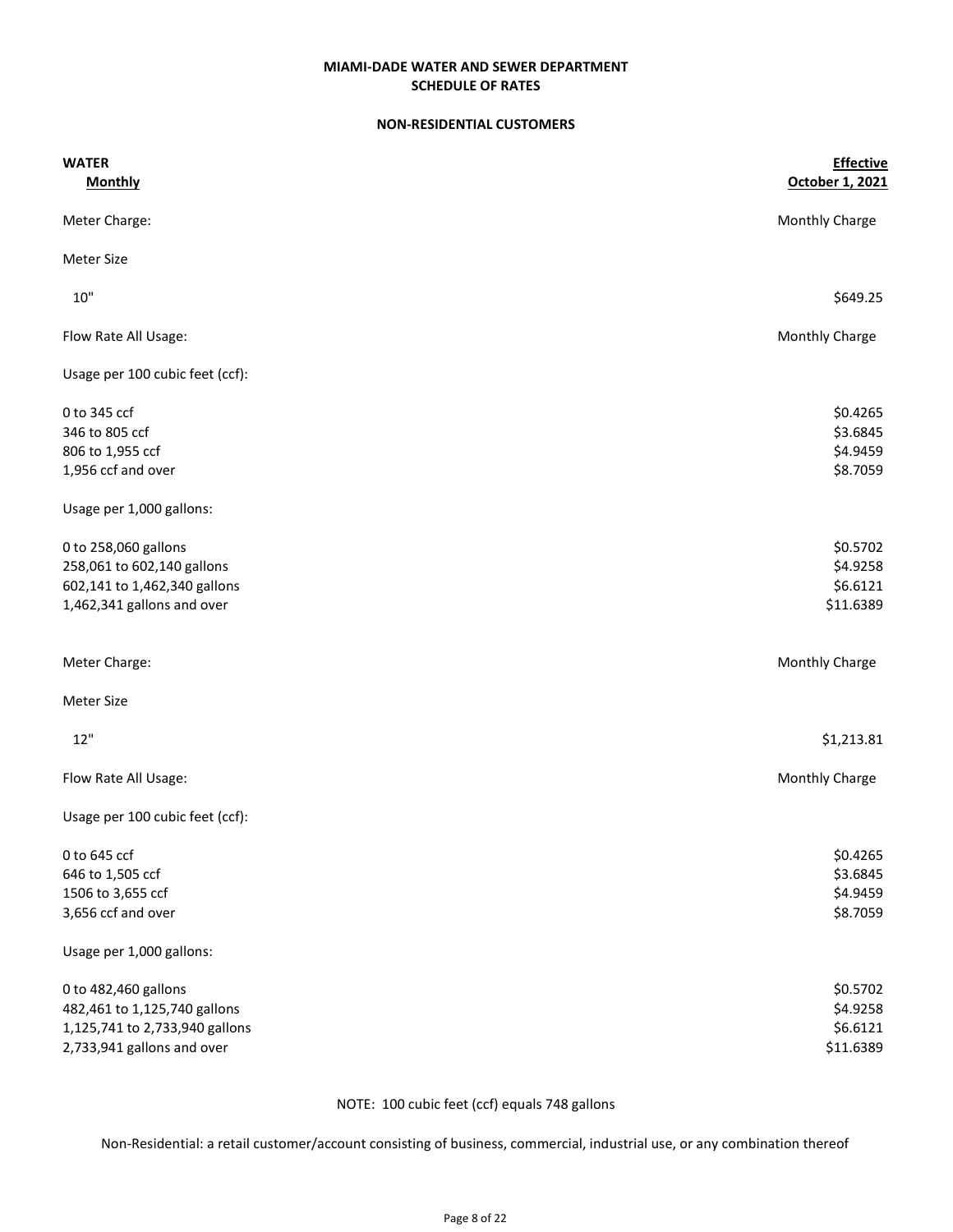**MIAMI-DADE WATER AND SEWER DEPARTMENT**
**SCHEDULE OF RATES**

**NON-RESIDENTIAL CUSTOMERS**

| **WATER** **Monthly** | **Effective October 1, 2021** |
|---|---|
| Meter Charge: | Monthly Charge |
| Meter Size | |
| 10" | $649.25 |
| Flow Rate All Usage: | Monthly Charge |
| Usage per 100 cubic feet (ccf): | |
| 0 to 345 ccf | $0.4265 |
| 346 to 805 ccf | $3.6845 |
| 806 to 1,955 ccf | $4.9459 |
| 1,956 ccf and over | $8.7059 |
| Usage per 1,000 gallons: | |
| 0 to 258,060 gallons | $0.5702 |
| 258,061 to 602,140 gallons | $4.9258 |
| 602,141 to 1,462,340 gallons | $6.6121 |
| 1,462,341 gallons and over | $11.6389 |
| Meter Charge: | Monthly Charge |
| Meter Size | |
| 12" | $1,213.81 |
| Flow Rate All Usage: | Monthly Charge |
| Usage per 100 cubic feet (ccf): | |
| 0 to 645 ccf | $0.4265 |
| 646 to 1,505 ccf | $3.6845 |
| 1506 to 3,655 ccf | $4.9459 |
| 3,656 ccf and over | $8.7059 |
| Usage per 1,000 gallons: | |
| 0 to 482,460 gallons | $0.5702 |
| 482,461 to 1,125,740 gallons | $4.9258 |
| 1,125,741 to 2,733,940 gallons | $6.6121 |
| 2,733,941 gallons and over | $11.6389 |

NOTE: 100 cubic feet (ccf) equals 748 gallons

Non-Residential: a retail customer/account consisting of business, commercial, industrial use, or any combination thereof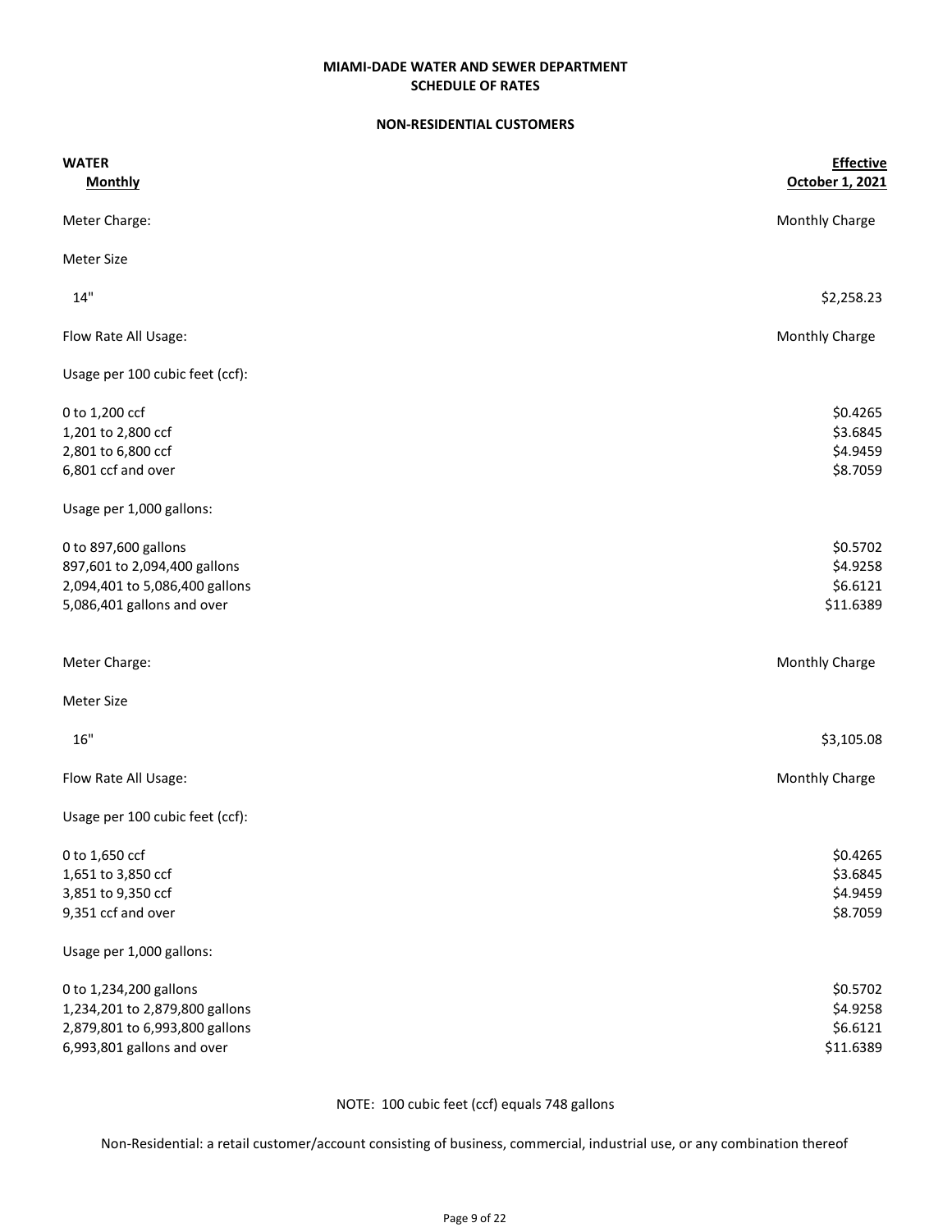**MIAMI-DADE WATER AND SEWER DEPARTMENT**
**SCHEDULE OF RATES**

**NON-RESIDENTIAL CUSTOMERS**

| **WATER** <br> **Monthly** | **Effective** <br> **October 1, 2021** |
|---|---|
| Meter Charge: | Monthly Charge |
| Meter Size | |
| 14" | $2,258.23 |
| Flow Rate All Usage: | Monthly Charge |
| Usage per 100 cubic feet (ccf): | |
| 0 to 1,200 ccf | $0.4265 |
| 1,201 to 2,800 ccf | $3.6845 |
| 2,801 to 6,800 ccf | $4.9459 |
| 6,801 ccf and over | $8.7059 |
| Usage per 1,000 gallons: | |
| 0 to 897,600 gallons | $0.5702 |
| 897,601 to 2,094,400 gallons | $4.9258 |
| 2,094,401 to 5,086,400 gallons | $6.6121 |
| 5,086,401 gallons and over | $11.6389 |
| Meter Charge: | Monthly Charge |
| Meter Size | |
| 16" | $3,105.08 |
| Flow Rate All Usage: | Monthly Charge |
| Usage per 100 cubic feet (ccf): | |
| 0 to 1,650 ccf | $0.4265 |
| 1,651 to 3,850 ccf | $3.6845 |
| 3,851 to 9,350 ccf | $4.9459 |
| 9,351 ccf and over | $8.7059 |
| Usage per 1,000 gallons: | |
| 0 to 1,234,200 gallons | $0.5702 |
| 1,234,201 to 2,879,800 gallons | $4.9258 |
| 2,879,801 to 6,993,800 gallons | $6.6121 |
| 6,993,801 gallons and over | $11.6389 |

NOTE: 100 cubic feet (ccf) equals 748 gallons

Non-Residential: a retail customer/account consisting of business, commercial, industrial use, or any combination thereof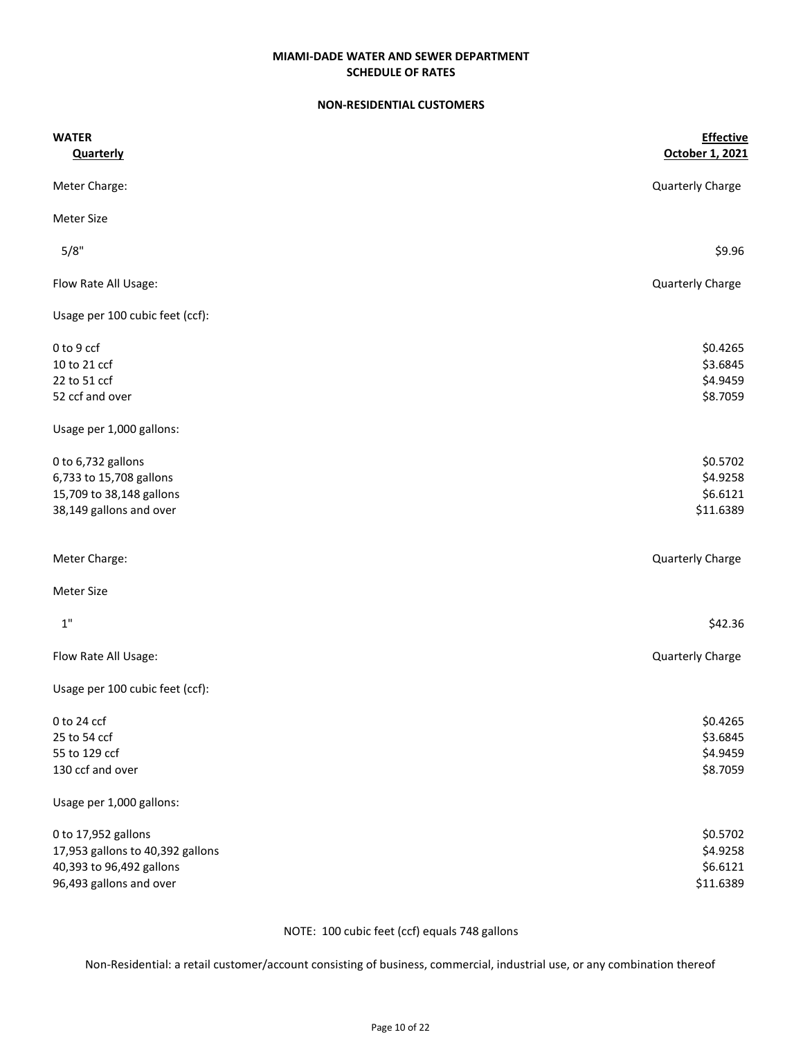**MIAMI-DADE WATER AND SEWER DEPARTMENT**
**SCHEDULE OF RATES**

**NON-RESIDENTIAL CUSTOMERS**

| **WATER** <br> **Quarterly** | **Effective** <br> **October 1, 2021** |
|---|---|
| Meter Charge: | Quarterly Charge |
| Meter Size | |
| 5/8" | $9.96 |
| Flow Rate All Usage: | Quarterly Charge |
| Usage per 100 cubic feet (ccf): | |
| 0 to 9 ccf | $0.4265 |
| 10 to 21 ccf | $3.6845 |
| 22 to 51 ccf | $4.9459 |
| 52 ccf and over | $8.7059 |
| Usage per 1,000 gallons: | |
| 0 to 6,732 gallons | $0.5702 |
| 6,733 to 15,708 gallons | $4.9258 |
| 15,709 to 38,148 gallons | $6.6121 |
| 38,149 gallons and over | $11.6389 |
| Meter Charge: | Quarterly Charge |
| Meter Size | |
| 1" | $42.36 |
| Flow Rate All Usage: | Quarterly Charge |
| Usage per 100 cubic feet (ccf): | |
| 0 to 24 ccf | $0.4265 |
| 25 to 54 ccf | $3.6845 |
| 55 to 129 ccf | $4.9459 |
| 130 ccf and over | $8.7059 |
| Usage per 1,000 gallons: | |
| 0 to 17,952 gallons | $0.5702 |
| 17,953 gallons to 40,392 gallons | $4.9258 |
| 40,393 to 96,492 gallons | $6.6121 |
| 96,493 gallons and over | $11.6389 |

NOTE: 100 cubic feet (ccf) equals 748 gallons

Non-Residential: a retail customer/account consisting of business, commercial, industrial use, or any combination thereof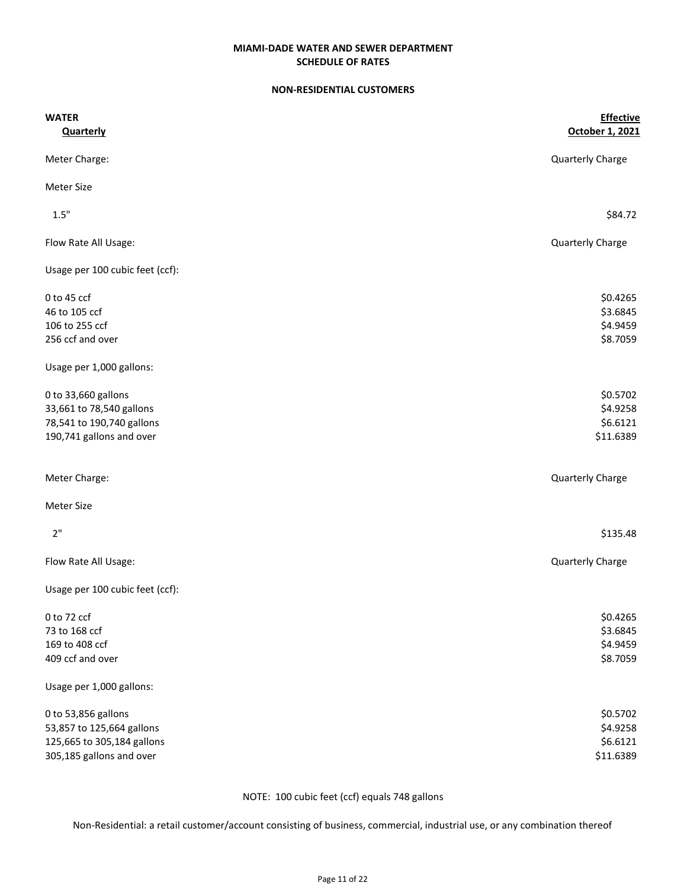**MIAMI-DADE WATER AND SEWER DEPARTMENT**
**SCHEDULE OF RATES**

**NON-RESIDENTIAL CUSTOMERS**

| **WATER**<br>**Quarterly** | **Effective**<br>**October 1, 2021** |
|---|---|
| Meter Charge: | Quarterly Charge |
| Meter Size | |
| 1.5" | $84.72 |
| Flow Rate All Usage: | Quarterly Charge |
| Usage per 100 cubic feet (ccf): | |
| 0 to 45 ccf | $0.4265 |
| 46 to 105 ccf | $3.6845 |
| 106 to 255 ccf | $4.9459 |
| 256 ccf and over | $8.7059 |
| Usage per 1,000 gallons: | |
| 0 to 33,660 gallons | $0.5702 |
| 33,661 to 78,540 gallons | $4.9258 |
| 78,541 to 190,740 gallons | $6.6121 |
| 190,741 gallons and over | $11.6389 |
| Meter Charge: | Quarterly Charge |
| Meter Size | |
| 2" | $135.48 |
| Flow Rate All Usage: | Quarterly Charge |
| Usage per 100 cubic feet (ccf): | |
| 0 to 72 ccf | $0.4265 |
| 73 to 168 ccf | $3.6845 |
| 169 to 408 ccf | $4.9459 |
| 409 ccf and over | $8.7059 |
| Usage per 1,000 gallons: | |
| 0 to 53,856 gallons | $0.5702 |
| 53,857 to 125,664 gallons | $4.9258 |
| 125,665 to 305,184 gallons | $6.6121 |
| 305,185 gallons and over | $11.6389 |

NOTE: 100 cubic feet (ccf) equals 748 gallons

Non-Residential: a retail customer/account consisting of business, commercial, industrial use, or any combination thereof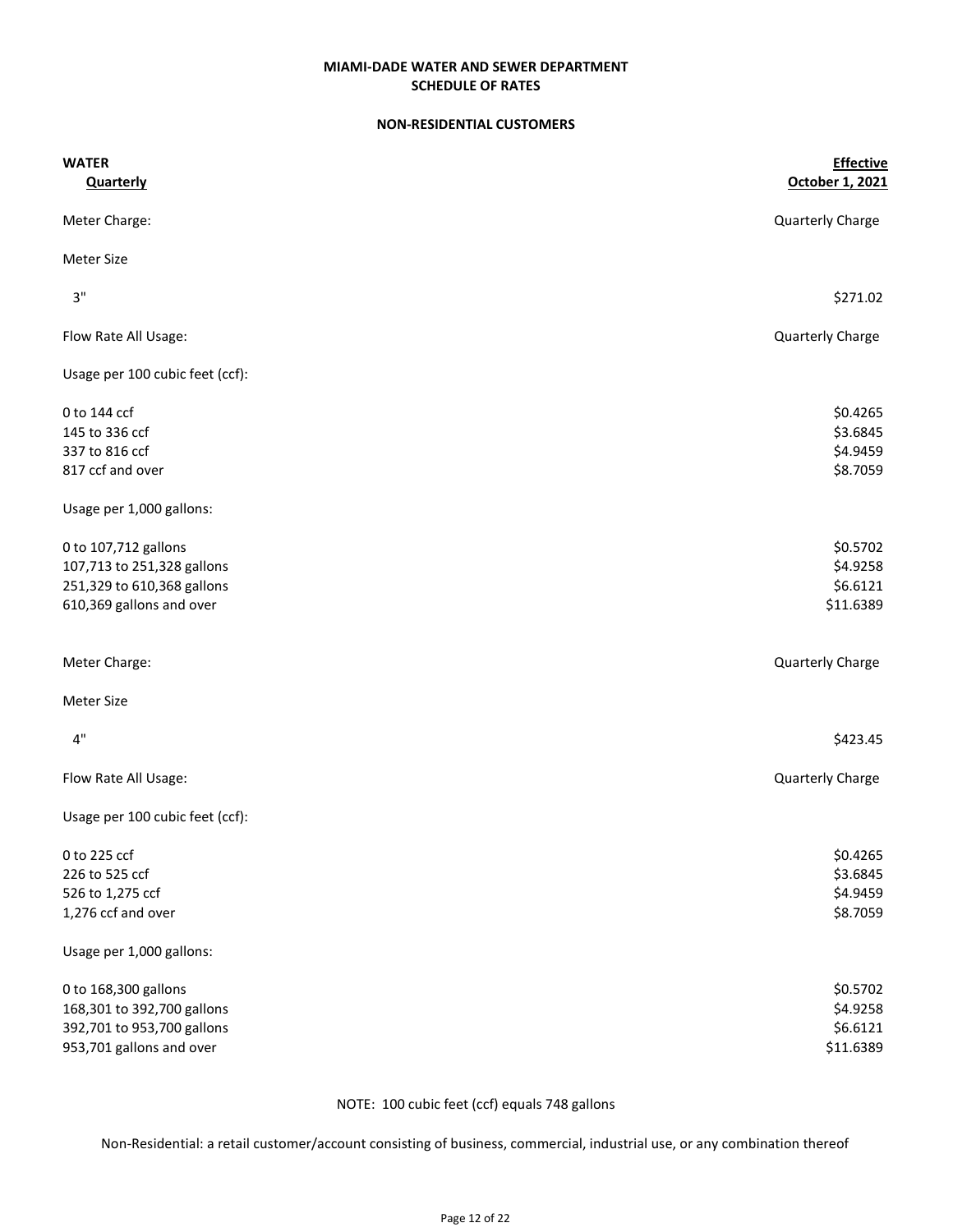# MIAMI-DADE WATER AND SEWER DEPARTMENT
## SCHEDULE OF RATES

### NON-RESIDENTIAL CUSTOMERS

| **WATER** <br> **Quarterly** | **Effective** <br> **October 1, 2021** |
|---|---|
| Meter Charge: | Quarterly Charge |
| Meter Size | |
| 3" | $271.02 |
| Flow Rate All Usage: | Quarterly Charge |
| Usage per 100 cubic feet (ccf): | |
| 0 to 144 ccf | $0.4265 |
| 145 to 336 ccf | $3.6845 |
| 337 to 816 ccf | $4.9459 |
| 817 ccf and over | $8.7059 |
| Usage per 1,000 gallons: | |
| 0 to 107,712 gallons | $0.5702 |
| 107,713 to 251,328 gallons | $4.9258 |
| 251,329 to 610,368 gallons | $6.6121 |
| 610,369 gallons and over | $11.6389 |
| Meter Charge: | Quarterly Charge |
| Meter Size | |
| 4" | $423.45 |
| Flow Rate All Usage: | Quarterly Charge |
| Usage per 100 cubic feet (ccf): | |
| 0 to 225 ccf | $0.4265 |
| 226 to 525 ccf | $3.6845 |
| 526 to 1,275 ccf | $4.9459 |
| 1,276 ccf and over | $8.7059 |
| Usage per 1,000 gallons: | |
| 0 to 168,300 gallons | $0.5702 |
| 168,301 to 392,700 gallons | $4.9258 |
| 392,701 to 953,700 gallons | $6.6121 |
| 953,701 gallons and over | $11.6389 |

NOTE: 100 cubic feet (ccf) equals 748 gallons

Non-Residential: a retail customer/account consisting of business, commercial, industrial use, or any combination thereof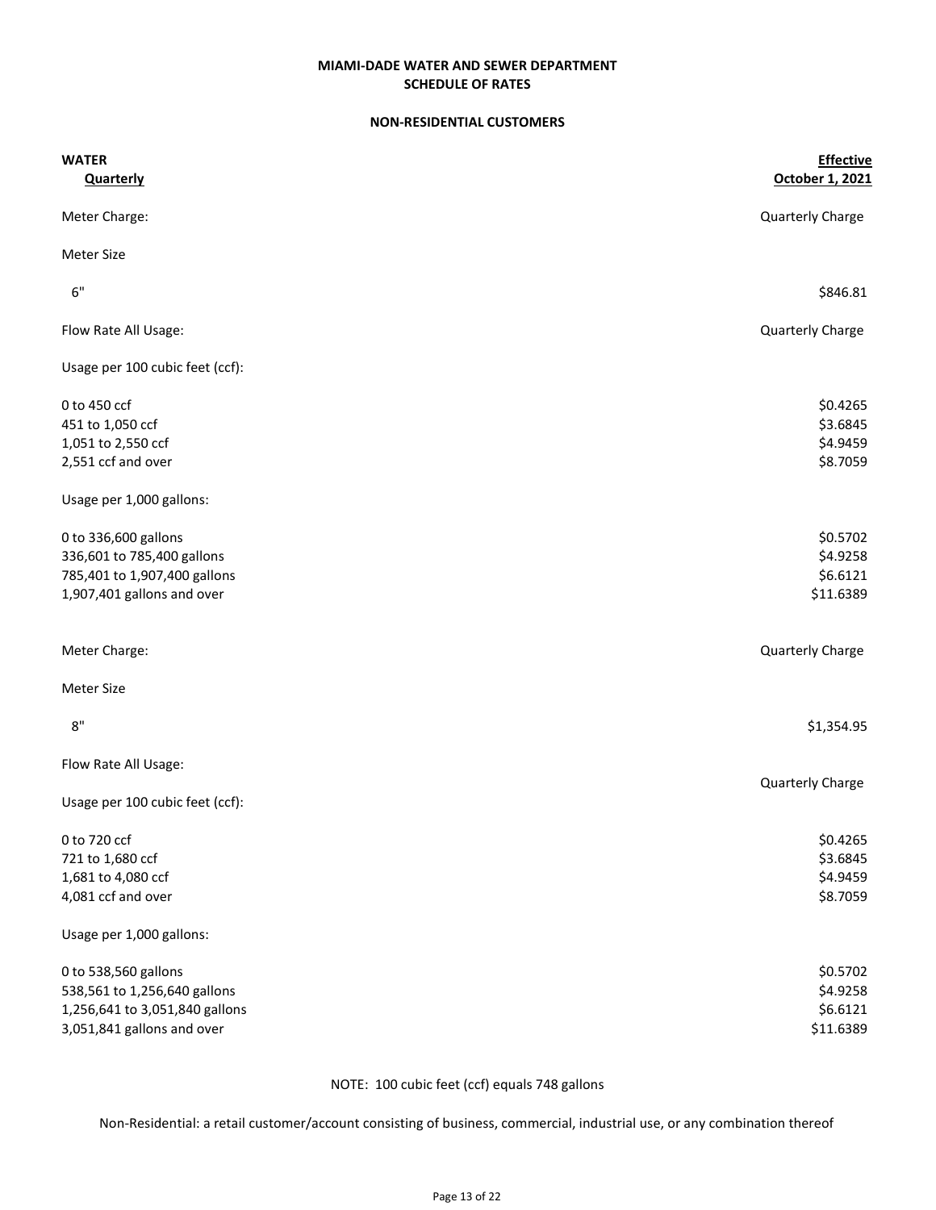**MIAMI-DADE WATER AND SEWER DEPARTMENT**
**SCHEDULE OF RATES**

**NON-RESIDENTIAL CUSTOMERS**

| **WATER** <br> **Quarterly** | **Effective** <br> **October 1, 2021** |
|---|---|
| Meter Charge: | Quarterly Charge |
| Meter Size | |
| 6" | $846.81 |
| Flow Rate All Usage: | Quarterly Charge |
| Usage per 100 cubic feet (ccf): | |
| 0 to 450 ccf | $0.4265 |
| 451 to 1,050 ccf | $3.6845 |
| 1,051 to 2,550 ccf | $4.9459 |
| 2,551 ccf and over | $8.7059 |
| Usage per 1,000 gallons: | |
| 0 to 336,600 gallons | $0.5702 |
| 336,601 to 785,400 gallons | $4.9258 |
| 785,401 to 1,907,400 gallons | $6.6121 |
| 1,907,401 gallons and over | $11.6389 |
| Meter Charge: | Quarterly Charge |
| Meter Size | |
| 8" | $1,354.95 |
| Flow Rate All Usage: | Quarterly Charge |
| Usage per 100 cubic feet (ccf): | |
| 0 to 720 ccf | $0.4265 |
| 721 to 1,680 ccf | $3.6845 |
| 1,681 to 4,080 ccf | $4.9459 |
| 4,081 ccf and over | $8.7059 |
| Usage per 1,000 gallons: | |
| 0 to 538,560 gallons | $0.5702 |
| 538,561 to 1,256,640 gallons | $4.9258 |
| 1,256,641 to 3,051,840 gallons | $6.6121 |
| 3,051,841 gallons and over | $11.6389 |

NOTE: 100 cubic feet (ccf) equals 748 gallons

Non-Residential: a retail customer/account consisting of business, commercial, industrial use, or any combination thereof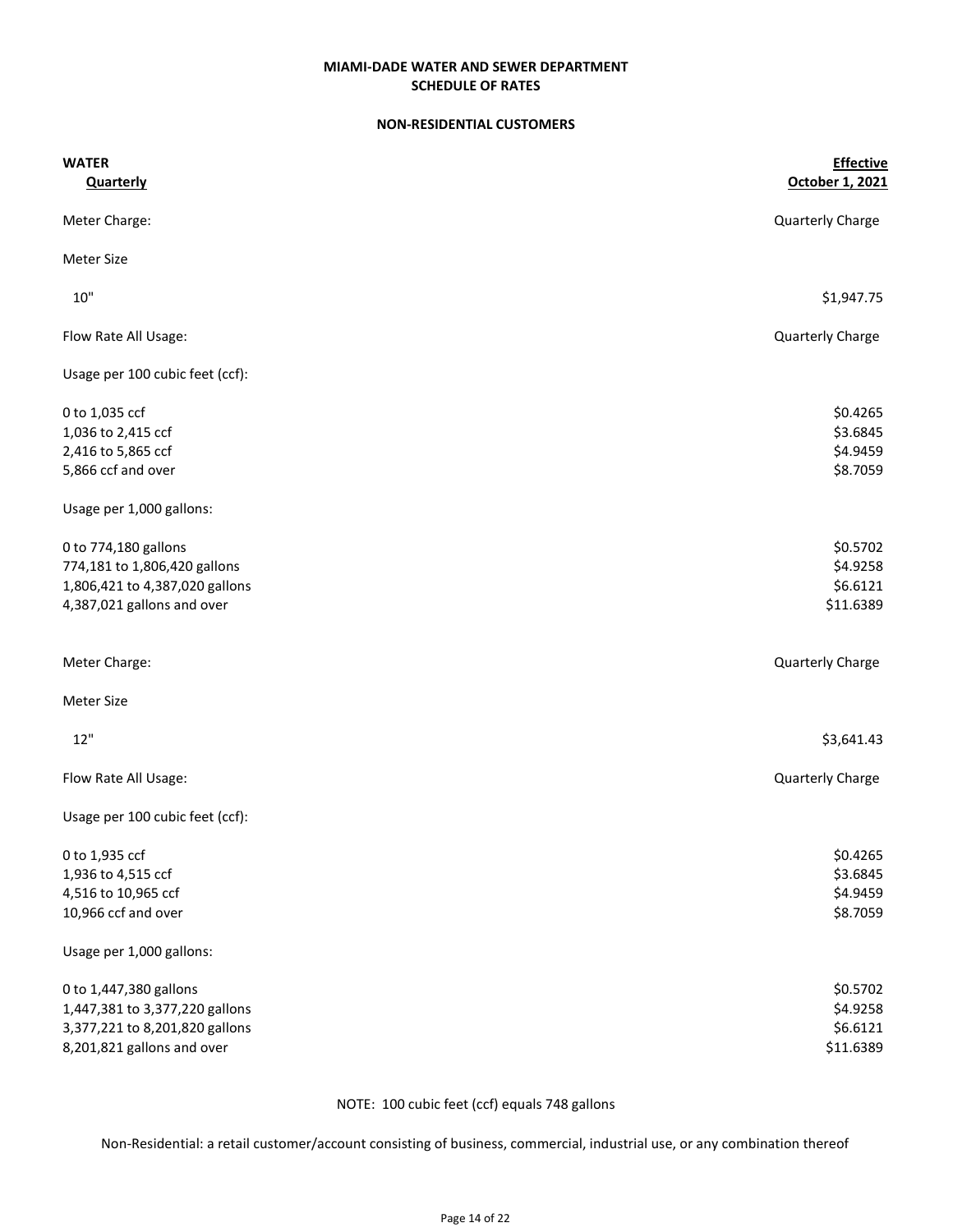# MIAMI-DADE WATER AND SEWER DEPARTMENT
## SCHEDULE OF RATES

### NON-RESIDENTIAL CUSTOMERS

| **WATER** <br> **Quarterly** | **Effective** <br> **October 1, 2021** |
|---|---|
| Meter Charge: | Quarterly Charge |
| Meter Size | |
| 10" | $1,947.75 |
| Flow Rate All Usage: | Quarterly Charge |
| Usage per 100 cubic feet (ccf): | |
| 0 to 1,035 ccf | $0.4265 |
| 1,036 to 2,415 ccf | $3.6845 |
| 2,416 to 5,865 ccf | $4.9459 |
| 5,866 ccf and over | $8.7059 |
| Usage per 1,000 gallons: | |
| 0 to 774,180 gallons | $0.5702 |
| 774,181 to 1,806,420 gallons | $4.9258 |
| 1,806,421 to 4,387,020 gallons | $6.6121 |
| 4,387,021 gallons and over | $11.6389 |
| Meter Charge: | Quarterly Charge |
| Meter Size | |
| 12" | $3,641.43 |
| Flow Rate All Usage: | Quarterly Charge |
| Usage per 100 cubic feet (ccf): | |
| 0 to 1,935 ccf | $0.4265 |
| 1,936 to 4,515 ccf | $3.6845 |
| 4,516 to 10,965 ccf | $4.9459 |
| 10,966 ccf and over | $8.7059 |
| Usage per 1,000 gallons: | |
| 0 to 1,447,380 gallons | $0.5702 |
| 1,447,381 to 3,377,220 gallons | $4.9258 |
| 3,377,221 to 8,201,820 gallons | $6.6121 |
| 8,201,821 gallons and over | $11.6389 |

NOTE: 100 cubic feet (ccf) equals 748 gallons

Non-Residential: a retail customer/account consisting of business, commercial, industrial use, or any combination thereof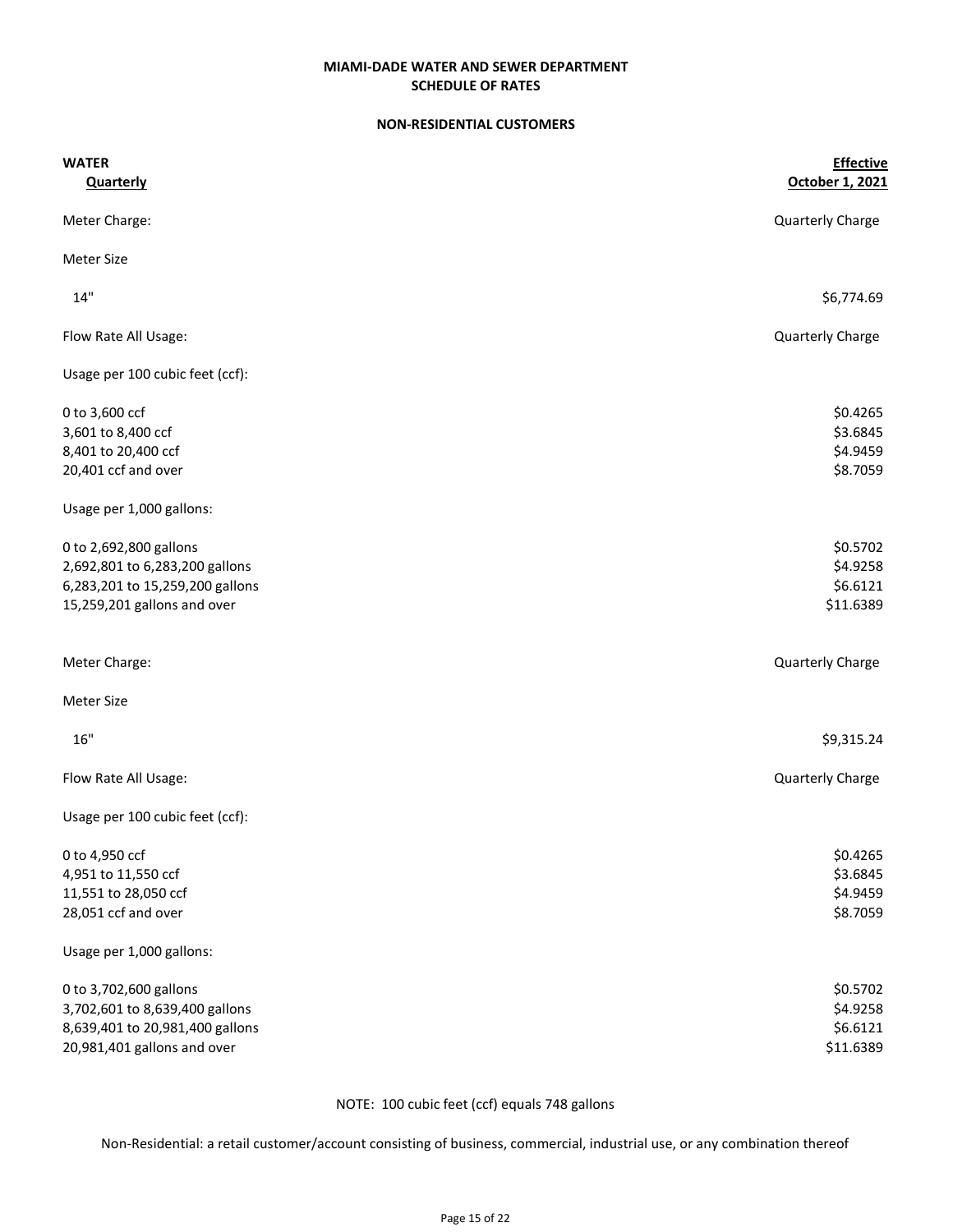**MIAMI-DADE WATER AND SEWER DEPARTMENT**
**SCHEDULE OF RATES**

**NON-RESIDENTIAL CUSTOMERS**

| **WATER** <br> **Quarterly** | **Effective** <br> **October 1, 2021** |
|---|---|
| Meter Charge: | Quarterly Charge |
| Meter Size | |
| 14" | $6,774.69 |
| Flow Rate All Usage: | Quarterly Charge |
| Usage per 100 cubic feet (ccf): | |
| 0 to 3,600 ccf | $0.4265 |
| 3,601 to 8,400 ccf | $3.6845 |
| 8,401 to 20,400 ccf | $4.9459 |
| 20,401 ccf and over | $8.7059 |
| Usage per 1,000 gallons: | |
| 0 to 2,692,800 gallons | $0.5702 |
| 2,692,801 to 6,283,200 gallons | $4.9258 |
| 6,283,201 to 15,259,200 gallons | $6.6121 |
| 15,259,201 gallons and over | $11.6389 |
| Meter Charge: | Quarterly Charge |
| Meter Size | |
| 16" | $9,315.24 |
| Flow Rate All Usage: | Quarterly Charge |
| Usage per 100 cubic feet (ccf): | |
| 0 to 4,950 ccf | $0.4265 |
| 4,951 to 11,550 ccf | $3.6845 |
| 11,551 to 28,050 ccf | $4.9459 |
| 28,051 ccf and over | $8.7059 |
| Usage per 1,000 gallons: | |
| 0 to 3,702,600 gallons | $0.5702 |
| 3,702,601 to 8,639,400 gallons | $4.9258 |
| 8,639,401 to 20,981,400 gallons | $6.6121 |
| 20,981,401 gallons and over | $11.6389 |

NOTE: 100 cubic feet (ccf) equals 748 gallons

Non-Residential: a retail customer/account consisting of business, commercial, industrial use, or any combination thereof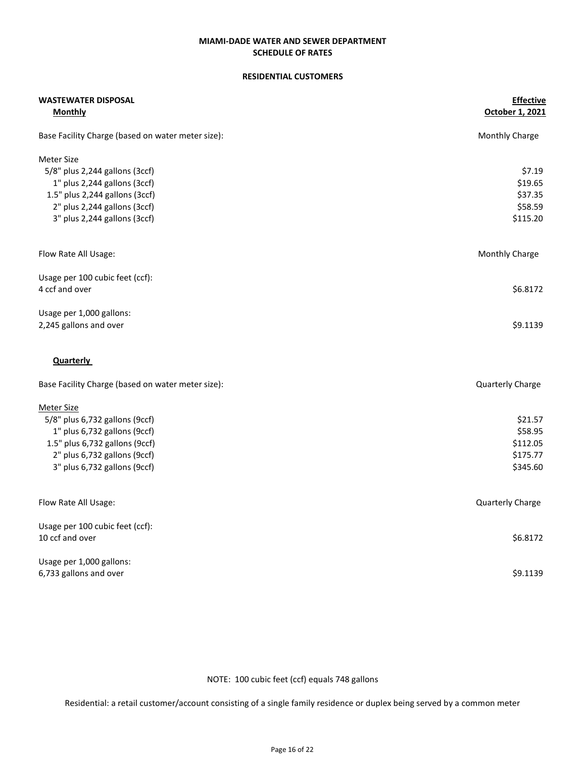**MIAMI-DADE WATER AND SEWER DEPARTMENT**
**SCHEDULE OF RATES**

**RESIDENTIAL CUSTOMERS**

| **WASTEWATER DISPOSAL** | **Effective** |
|---|---|
| **Monthly** | **October 1, 2021** |
| Base Facility Charge (based on water meter size): | Monthly Charge |
| Meter Size | |
| 5/8" plus 2,244 gallons (3ccf) | $7.19 |
| 1" plus 2,244 gallons (3ccf) | $19.65 |
| 1.5" plus 2,244 gallons (3ccf) | $37.35 |
| 2" plus 2,244 gallons (3ccf) | $58.59 |
| 3" plus 2,244 gallons (3ccf) | $115.20 |
| Flow Rate All Usage: | Monthly Charge |
| Usage per 100 cubic feet (ccf): | |
| 4 ccf and over | $6.8172 |
| Usage per 1,000 gallons: | |
| 2,245 gallons and over | $9.1139 |

| **Quarterly** | |
|---|---|
| Base Facility Charge (based on water meter size): | Quarterly Charge |
| Meter Size | |
| 5/8" plus 6,732 gallons (9ccf) | $21.57 |
| 1" plus 6,732 gallons (9ccf) | $58.95 |
| 1.5" plus 6,732 gallons (9ccf) | $112.05 |
| 2" plus 6,732 gallons (9ccf) | $175.77 |
| 3" plus 6,732 gallons (9ccf) | $345.60 |
| Flow Rate All Usage: | Quarterly Charge |
| Usage per 100 cubic feet (ccf): | |
| 10 ccf and over | $6.8172 |
| Usage per 1,000 gallons: | |
| 6,733 gallons and over | $9.1139 |

NOTE: 100 cubic feet (ccf) equals 748 gallons

Residential: a retail customer/account consisting of a single family residence or duplex being served by a common meter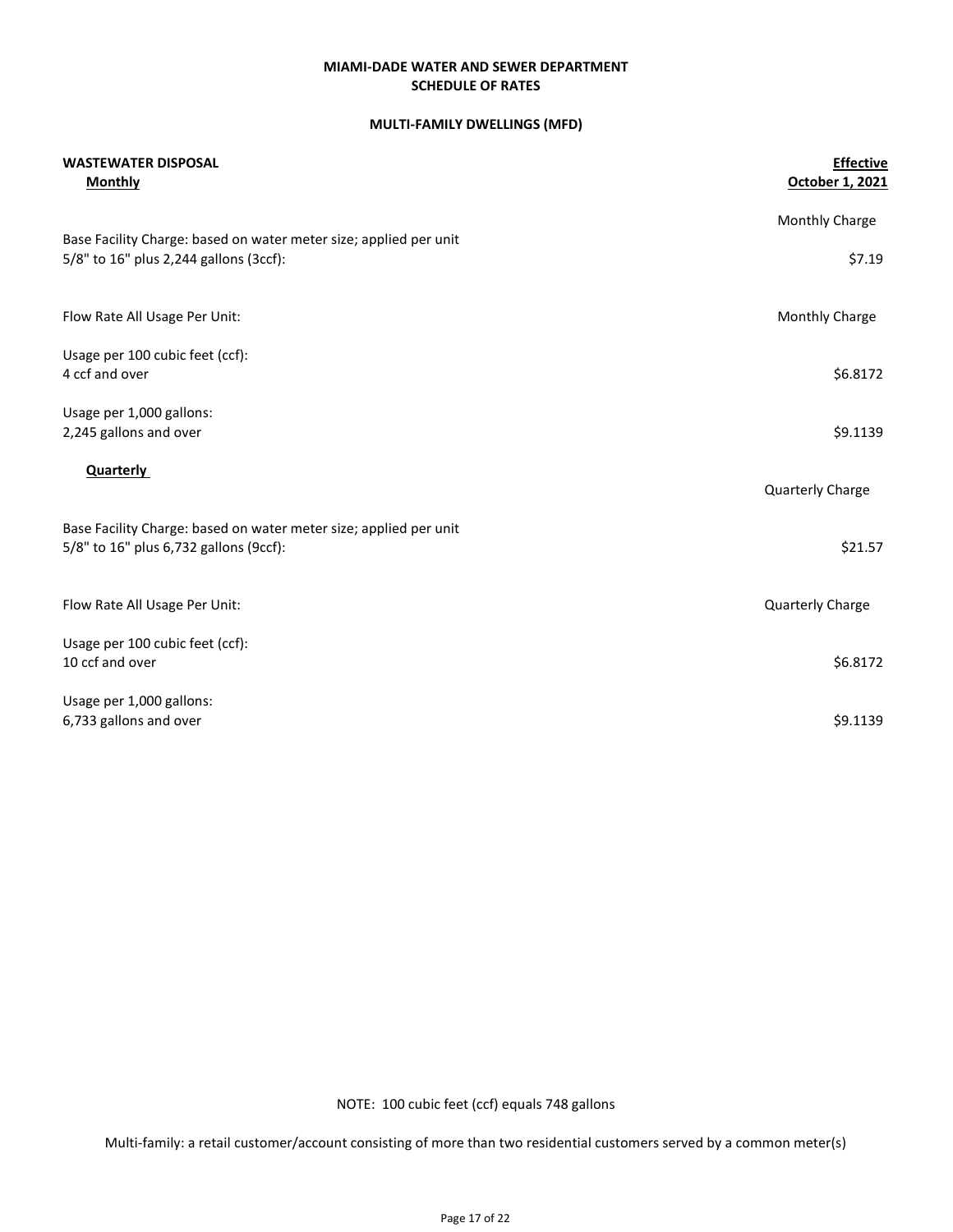**MIAMI-DADE WATER AND SEWER DEPARTMENT**
**SCHEDULE OF RATES**

**MULTI-FAMILY DWELLINGS (MFD)**

| **WASTEWATER DISPOSAL** | **Effective** |
|---|---|
| **Monthly** | **October 1, 2021** |
| | Monthly Charge |
| Base Facility Charge: based on water meter size; applied per unit<br>5/8" to 16" plus 2,244 gallons (3ccf): | $7.19 |
| Flow Rate All Usage Per Unit: | Monthly Charge |
| Usage per 100 cubic feet (ccf):<br>4 ccf and over | $6.8172 |
| Usage per 1,000 gallons:<br>2,245 gallons and over | $9.1139 |
| **Quarterly** | Quarterly Charge |
| Base Facility Charge: based on water meter size; applied per unit<br>5/8" to 16" plus 6,732 gallons (9ccf): | $21.57 |
| Flow Rate All Usage Per Unit: | Quarterly Charge |
| Usage per 100 cubic feet (ccf):<br>10 ccf and over | $6.8172 |
| Usage per 1,000 gallons:<br>6,733 gallons and over | $9.1139 |

NOTE: 100 cubic feet (ccf) equals 748 gallons

Multi-family: a retail customer/account consisting of more than two residential customers served by a common meter(s)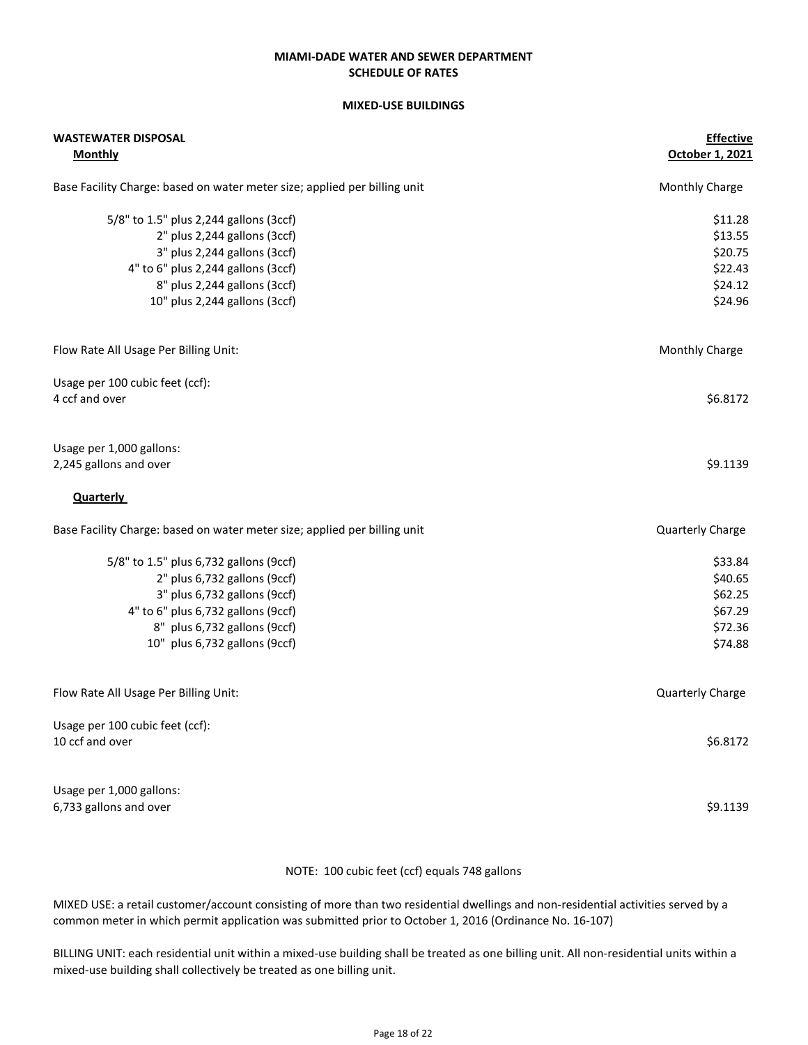**MIAMI-DADE WATER AND SEWER DEPARTMENT**
**SCHEDULE OF RATES**

**MIXED-USE BUILDINGS**

| **WASTEWATER DISPOSAL** | **Effective** |
|---|---|
| **Monthly** | **October 1, 2021** |
| Base Facility Charge: based on water meter size; applied per billing unit | Monthly Charge |
| 5/8" to 1.5" plus 2,244 gallons (3ccf) | $11.28 |
| 2" plus 2,244 gallons (3ccf) | $13.55 |
| 3" plus 2,244 gallons (3ccf) | $20.75 |
| 4" to 6" plus 2,244 gallons (3ccf) | $22.43 |
| 8" plus 2,244 gallons (3ccf) | $24.12 |
| 10" plus 2,244 gallons (3ccf) | $24.96 |
| Flow Rate All Usage Per Billing Unit: | Monthly Charge |
| Usage per 100 cubic feet (ccf): 4 ccf and over | $6.8172 |
| Usage per 1,000 gallons: 2,245 gallons and over | $9.1139 |
| **Quarterly** | |
| Base Facility Charge: based on water meter size; applied per billing unit | Quarterly Charge |
| 5/8" to 1.5" plus 6,732 gallons (9ccf) | $33.84 |
| 2" plus 6,732 gallons (9ccf) | $40.65 |
| 3" plus 6,732 gallons (9ccf) | $62.25 |
| 4" to 6" plus 6,732 gallons (9ccf) | $67.29 |
| 8" plus 6,732 gallons (9ccf) | $72.36 |
| 10" plus 6,732 gallons (9ccf) | $74.88 |
| Flow Rate All Usage Per Billing Unit: | Quarterly Charge |
| Usage per 100 cubic feet (ccf): 10 ccf and over | $6.8172 |
| Usage per 1,000 gallons: 6,733 gallons and over | $9.1139 |

NOTE: 100 cubic feet (ccf) equals 748 gallons

MIXED USE: a retail customer/account consisting of more than two residential dwellings and non-residential activities served by a common meter in which permit application was submitted prior to October 1, 2016 (Ordinance No. 16-107)

BILLING UNIT: each residential unit within a mixed-use building shall be treated as one billing unit. All non-residential units within a mixed-use building shall collectively be treated as one billing unit.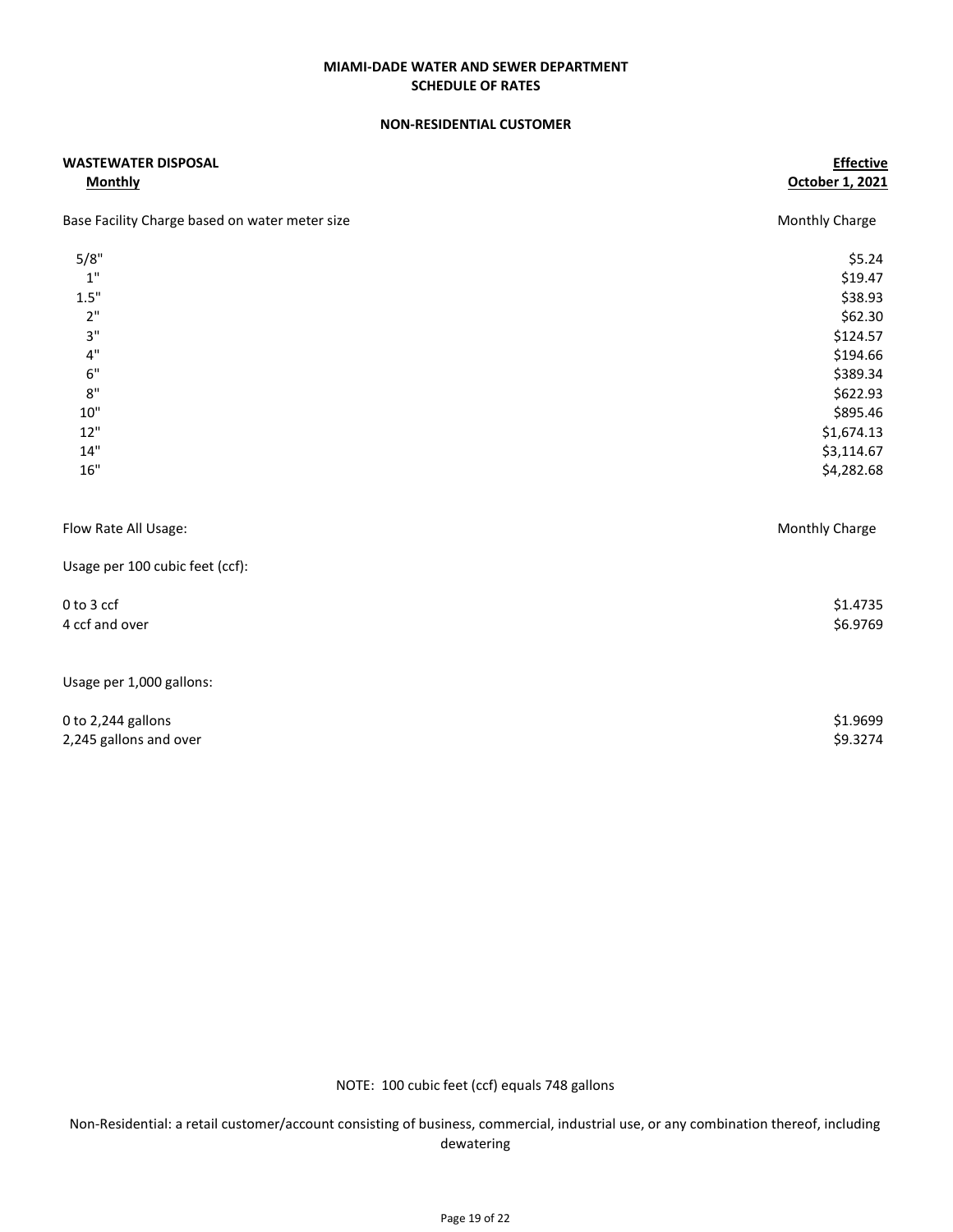**MIAMI-DADE WATER AND SEWER DEPARTMENT**
**SCHEDULE OF RATES**

**NON-RESIDENTIAL CUSTOMER**

| **WASTEWATER DISPOSAL** <br> **Monthly** | **Effective** <br> **October 1, 2021** |
|---|---|
| Base Facility Charge based on water meter size | Monthly Charge |
| 5/8" | $5.24 |
| 1" | $19.47 |
| 1.5" | $38.93 |
| 2" | $62.30 |
| 3" | $124.57 |
| 4" | $194.66 |
| 6" | $389.34 |
| 8" | $622.93 |
| 10" | $895.46 |
| 12" | $1,674.13 |
| 14" | $3,114.67 |
| 16" | $4,282.68 |
| | |
| Flow Rate All Usage: | Monthly Charge |
| Usage per 100 cubic feet (ccf): | |
| 0 to 3 ccf | $1.4735 |
| 4 ccf and over | $6.9769 |
| | |
| Usage per 1,000 gallons: | |
| 0 to 2,244 gallons | $1.9699 |
| 2,245 gallons and over | $9.3274 |

NOTE: 100 cubic feet (ccf) equals 748 gallons

Non-Residential: a retail customer/account consisting of business, commercial, industrial use, or any combination thereof, including dewatering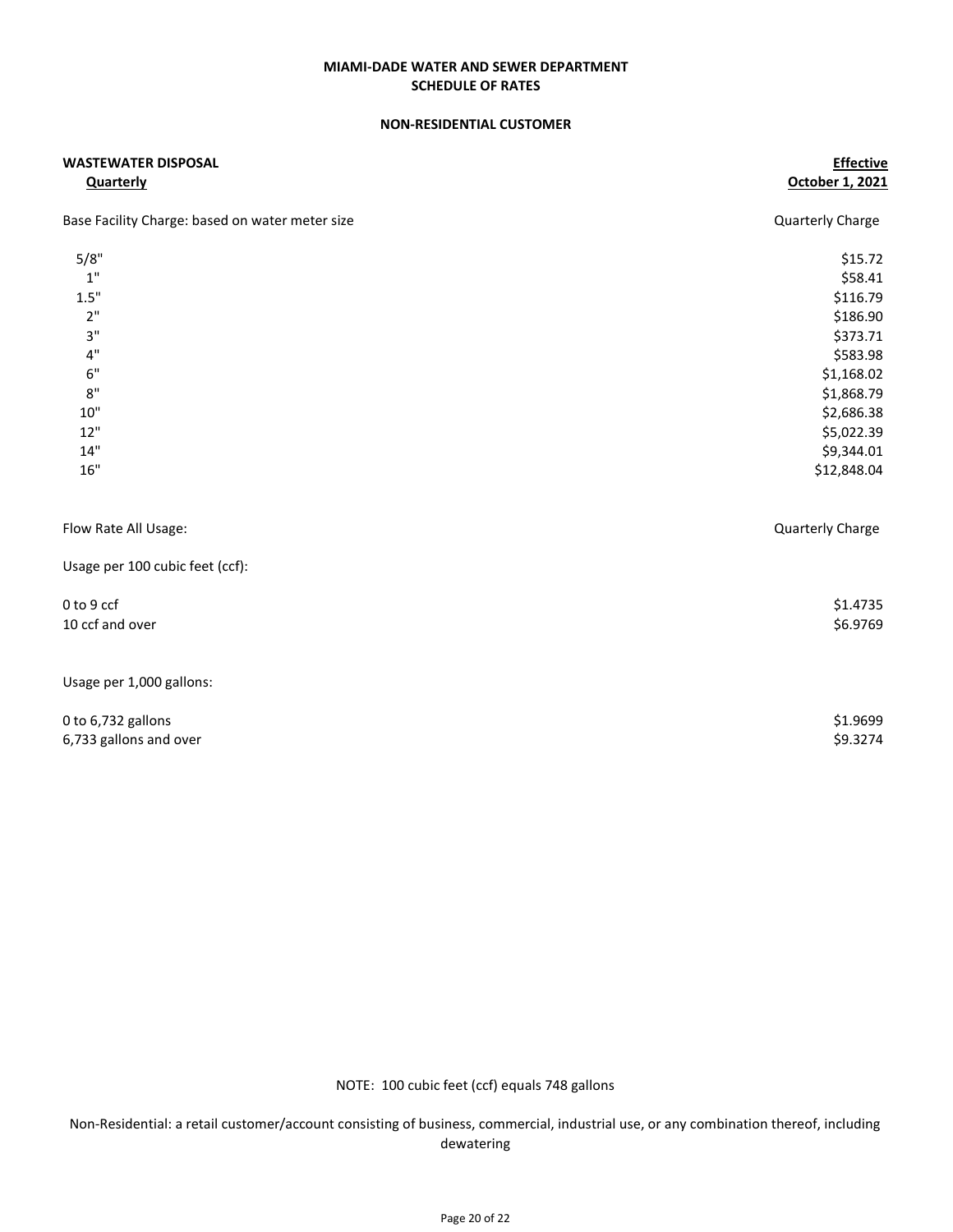# MIAMI-DADE WATER AND SEWER DEPARTMENT
## SCHEDULE OF RATES

### NON-RESIDENTIAL CUSTOMER

**WASTEWATER DISPOSAL**

**Quarterly** — **Effective October 1, 2021**

| Base Facility Charge: based on water meter size | Quarterly Charge |
|---|---|
| 5/8" | $15.72 |
| 1" | $58.41 |
| 1.5" | $116.79 |
| 2" | $186.90 |
| 3" | $373.71 |
| 4" | $583.98 |
| 6" | $1,168.02 |
| 8" | $1,868.79 |
| 10" | $2,686.38 |
| 12" | $5,022.39 |
| 14" | $9,344.01 |
| 16" | $12,848.04 |

| Flow Rate All Usage: | Quarterly Charge |
|---|---|
| Usage per 100 cubic feet (ccf): | |
| 0 to 9 ccf | $1.4735 |
| 10 ccf and over | $6.9769 |
| Usage per 1,000 gallons: | |
| 0 to 6,732 gallons | $1.9699 |
| 6,733 gallons and over | $9.3274 |

NOTE: 100 cubic feet (ccf) equals 748 gallons

Non-Residential: a retail customer/account consisting of business, commercial, industrial use, or any combination thereof, including dewatering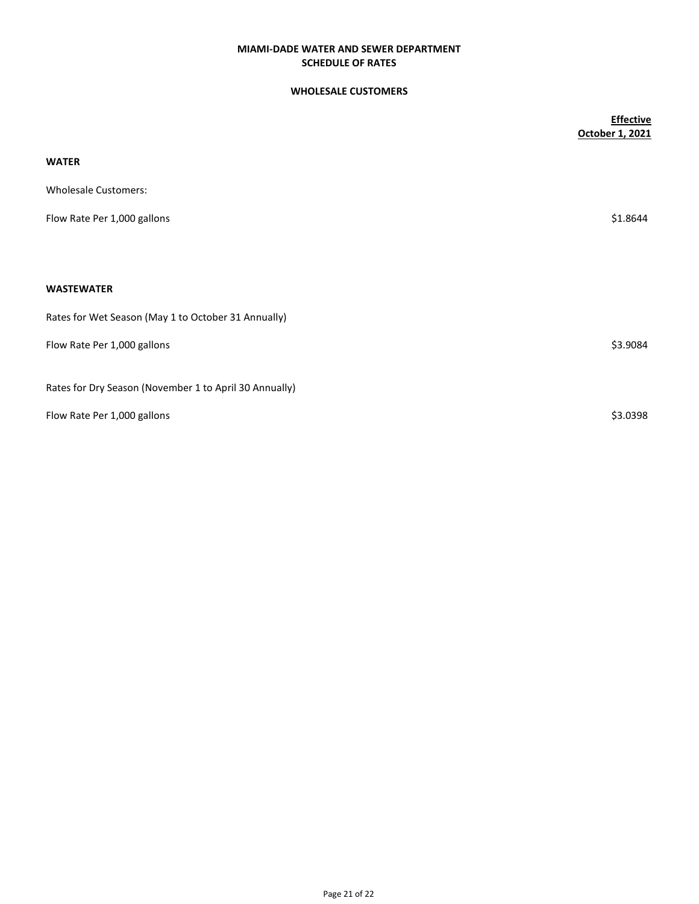# MIAMI-DADE WATER AND SEWER DEPARTMENT
## SCHEDULE OF RATES

### WHOLESALE CUSTOMERS

| | Effective October 1, 2021 |
|---|---|
| **WATER** | |
| Wholesale Customers: | |
| Flow Rate Per 1,000 gallons | $1.8644 |
| | |
| **WASTEWATER** | |
| Rates for Wet Season (May 1 to October 31 Annually) | |
| Flow Rate Per 1,000 gallons | $3.9084 |
| Rates for Dry Season (November 1 to April 30 Annually) | |
| Flow Rate Per 1,000 gallons | $3.0398 |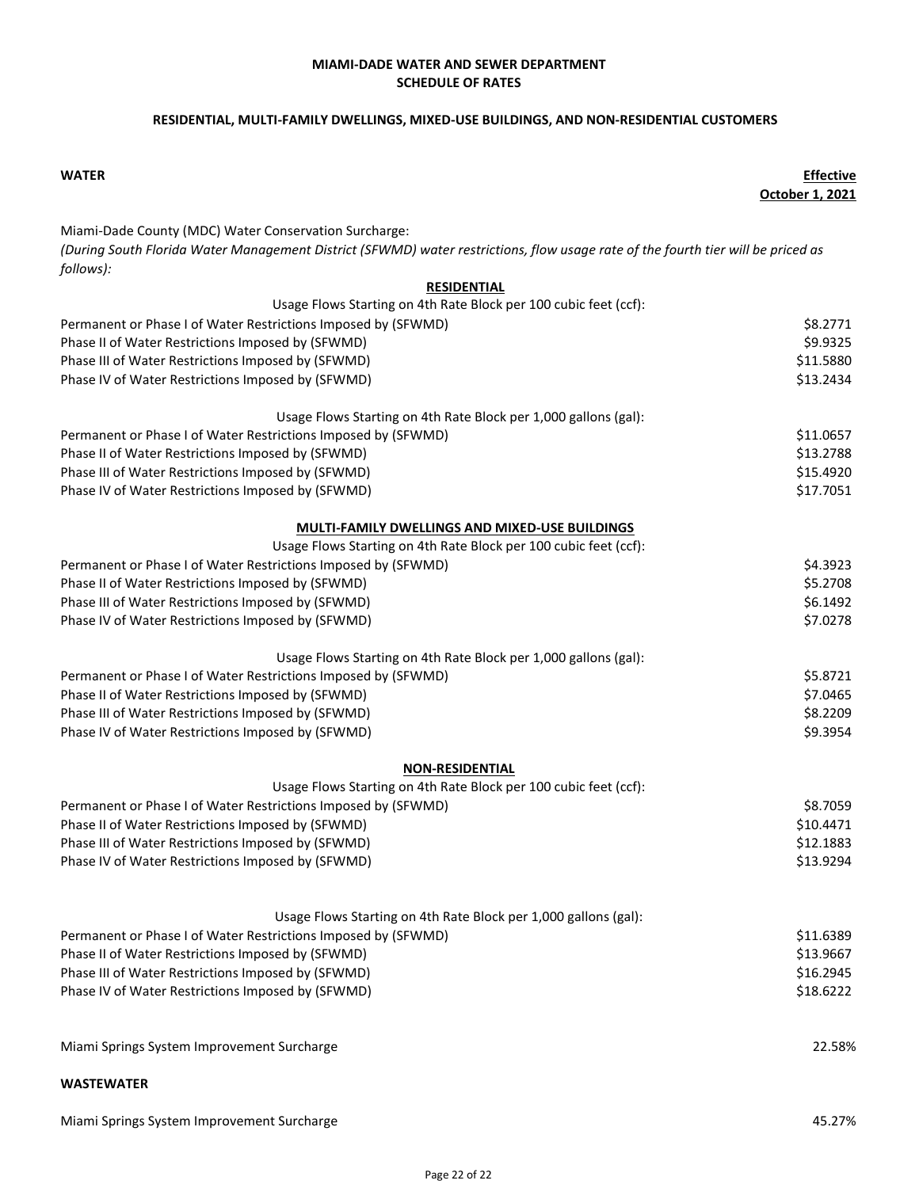**MIAMI-DADE WATER AND SEWER DEPARTMENT**
**SCHEDULE OF RATES**

**RESIDENTIAL, MULTI-FAMILY DWELLINGS, MIXED-USE BUILDINGS, AND NON-RESIDENTIAL CUSTOMERS**

| **WATER** | **Effective October 1, 2021** |
|---|---|
| Miami-Dade County (MDC) Water Conservation Surcharge: | |
| *(During South Florida Water Management District (SFWMD) water restrictions, flow usage rate of the fourth tier will be priced as follows):* | |
| **RESIDENTIAL** | |
| Usage Flows Starting on 4th Rate Block per 100 cubic feet (ccf): | |
| Permanent or Phase I of Water Restrictions Imposed by (SFWMD) | \$8.2771 |
| Phase II of Water Restrictions Imposed by (SFWMD) | \$9.9325 |
| Phase III of Water Restrictions Imposed by (SFWMD) | \$11.5880 |
| Phase IV of Water Restrictions Imposed by (SFWMD) | \$13.2434 |
| Usage Flows Starting on 4th Rate Block per 1,000 gallons (gal): | |
| Permanent or Phase I of Water Restrictions Imposed by (SFWMD) | \$11.0657 |
| Phase II of Water Restrictions Imposed by (SFWMD) | \$13.2788 |
| Phase III of Water Restrictions Imposed by (SFWMD) | \$15.4920 |
| Phase IV of Water Restrictions Imposed by (SFWMD) | \$17.7051 |
| **MULTI-FAMILY DWELLINGS AND MIXED-USE BUILDINGS** | |
| Usage Flows Starting on 4th Rate Block per 100 cubic feet (ccf): | |
| Permanent or Phase I of Water Restrictions Imposed by (SFWMD) | \$4.3923 |
| Phase II of Water Restrictions Imposed by (SFWMD) | \$5.2708 |
| Phase III of Water Restrictions Imposed by (SFWMD) | \$6.1492 |
| Phase IV of Water Restrictions Imposed by (SFWMD) | \$7.0278 |
| Usage Flows Starting on 4th Rate Block per 1,000 gallons (gal): | |
| Permanent or Phase I of Water Restrictions Imposed by (SFWMD) | \$5.8721 |
| Phase II of Water Restrictions Imposed by (SFWMD) | \$7.0465 |
| Phase III of Water Restrictions Imposed by (SFWMD) | \$8.2209 |
| Phase IV of Water Restrictions Imposed by (SFWMD) | \$9.3954 |
| **NON-RESIDENTIAL** | |
| Usage Flows Starting on 4th Rate Block per 100 cubic feet (ccf): | |
| Permanent or Phase I of Water Restrictions Imposed by (SFWMD) | \$8.7059 |
| Phase II of Water Restrictions Imposed by (SFWMD) | \$10.4471 |
| Phase III of Water Restrictions Imposed by (SFWMD) | \$12.1883 |
| Phase IV of Water Restrictions Imposed by (SFWMD) | \$13.9294 |
| Usage Flows Starting on 4th Rate Block per 1,000 gallons (gal): | |
| Permanent or Phase I of Water Restrictions Imposed by (SFWMD) | \$11.6389 |
| Phase II of Water Restrictions Imposed by (SFWMD) | \$13.9667 |
| Phase III of Water Restrictions Imposed by (SFWMD) | \$16.2945 |
| Phase IV of Water Restrictions Imposed by (SFWMD) | \$18.6222 |
| Miami Springs System Improvement Surcharge | 22.58% |
| **WASTEWATER** | |
| Miami Springs System Improvement Surcharge | 45.27% |